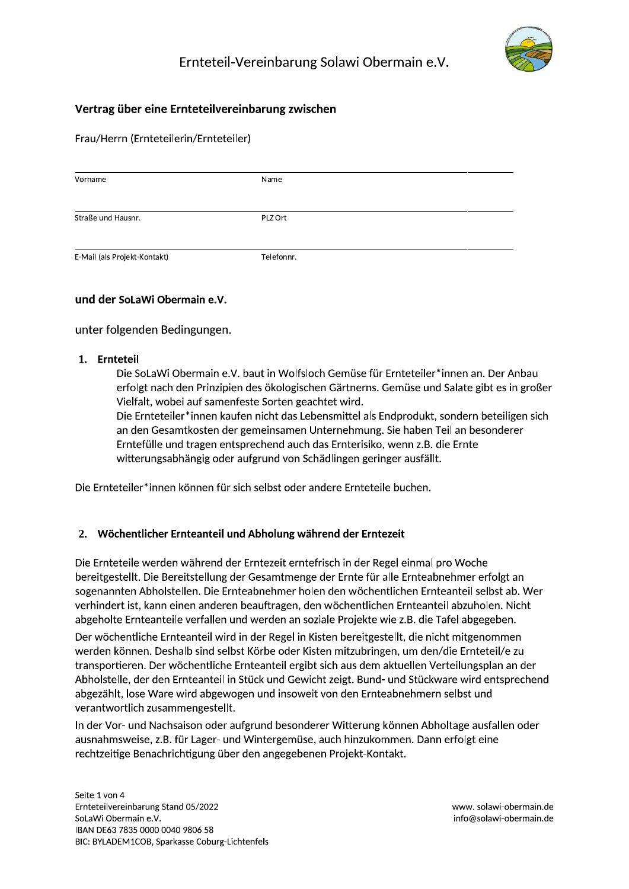// Ernteteil-Vereinbarung Solawi Obermain e.V.

## Vertrag über eine Ernteteilvereinbarung zwischen

Frau/Herrn (Ernteteilerin/Ernteteiler)

| | |
|---|---|
| Vorname | Name |
| Straße und Hausnr. | PLZ Ort |
| E-Mail (als Projekt-Kontakt) | Telefonnr. |

**und der SoLaWi Obermain e.V.**

unter folgenden Bedingungen.

1. **Ernteteil**
   Die SoLaWi Obermain e.V. baut in Wolfsloch Gemüse für Ernteteiler*innen an. Der Anbau erfolgt nach den Prinzipien des ökologischen Gärtnerns. Gemüse und Salate gibt es in großer Vielfalt, wobei auf samenfeste Sorten geachtet wird.
   Die Ernteteiler*innen kaufen nicht das Lebensmittel als Endprodukt, sondern beteiligen sich an den Gesamtkosten der gemeinsamen Unternehmung. Sie haben Teil an besonderer Erntefülle und tragen entsprechend auch das Ernterisiko, wenn z.B. die Ernte witterungsabhängig oder aufgrund von Schädlingen geringer ausfällt.

Die Ernteteiler*innen können für sich selbst oder andere Ernteteile buchen.

2. **Wöchentlicher Ernteanteil und Abholung während der Erntezeit**

Die Ernteteile werden während der Erntezeit erntefrisch in der Regel einmal pro Woche bereitgestellt. Die Bereitstellung der Gesamtmenge der Ernte für alle Ernteabnehmer erfolgt an sogenannten Abholstellen. Die Ernteabnehmer holen den wöchentlichen Ernteanteil selbst ab. Wer verhindert ist, kann einen anderen beauftragen, den wöchentlichen Ernteanteil abzuholen. Nicht abgeholte Ernteanteile verfallen und werden an soziale Projekte wie z.B. die Tafel abgegeben.

Der wöchentliche Ernteanteil wird in der Regel in Kisten bereitgestellt, die nicht mitgenommen werden können. Deshalb sind selbst Körbe oder Kisten mitzubringen, um den/die Ernteteil/e zu transportieren. Der wöchentliche Ernteanteil ergibt sich aus dem aktuellen Verteilungsplan an der Abholstelle, der den Ernteanteil in Stück und Gewicht zeigt. Bund- und Stückware wird entsprechend abgezählt, lose Ware wird abgewogen und insoweit von den Ernteabnehmern selbst und verantwortlich zusammengestellt.

In der Vor- und Nachsaison oder aufgrund besonderer Witterung können Abholtage ausfallen oder ausnahmsweise, z.B. für Lager- und Wintergemüse, auch hinzukommen. Dann erfolgt eine rechtzeitige Benachrichtigung über den angegebenen Projekt-Kontakt.

Ernteteilvereinbarung Stand 05/2022
SoLaWi Obermain e.V.
IBAN DE63 7835 0000 0040 9806 58
BIC: BYLADEM1COB, Sparkasse Coburg-Lichtenfels

www. solawi-obermain.de
info@solawi-obermain.de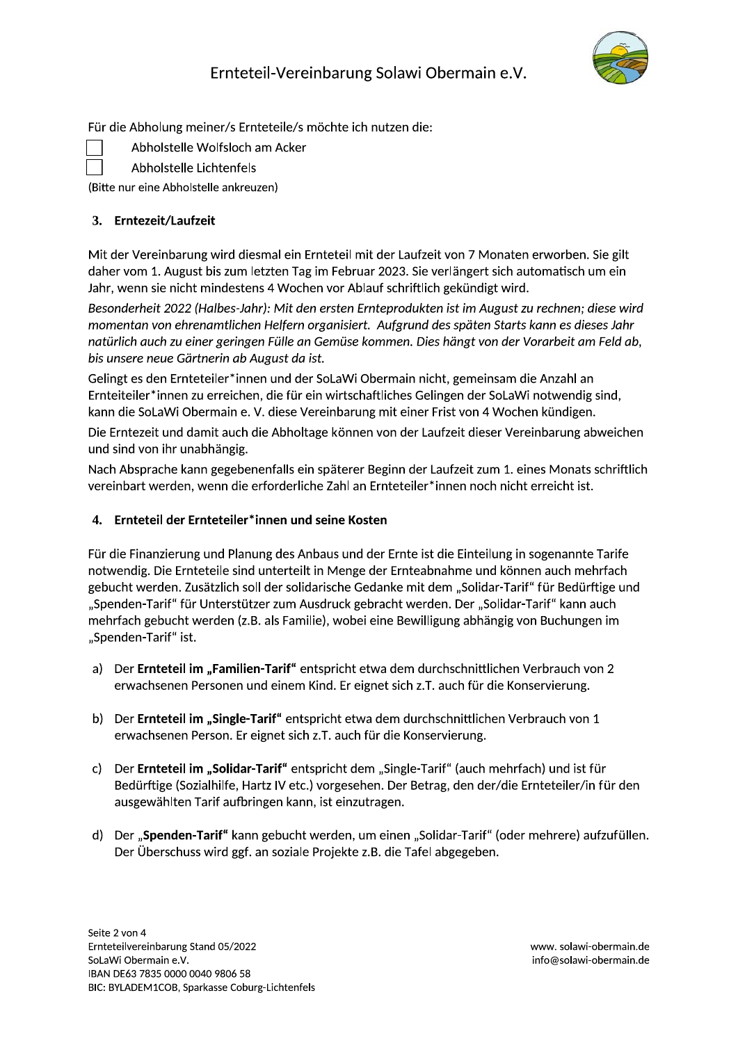Für die Abholung meiner/s Ernteteile/s möchte ich nutzen die:

☐ Abholstelle Wolfsloch am Acker

☐ Abholstelle Lichtenfels

(Bitte nur eine Abholstelle ankreuzen)

## 3. Erntezeit/Laufzeit

Mit der Vereinbarung wird diesmal ein Ernteteil mit der Laufzeit von 7 Monaten erworben. Sie gilt daher vom 1. August bis zum letzten Tag im Februar 2023. Sie verlängert sich automatisch um ein Jahr, wenn sie nicht mindestens 4 Wochen vor Ablauf schriftlich gekündigt wird.

*Besonderheit 2022 (Halbes-Jahr): Mit den ersten Ernteprodukten ist im August zu rechnen; diese wird momentan von ehrenamtlichen Helfern organisiert. Aufgrund des späten Starts kann es dieses Jahr natürlich auch zu einer geringen Fülle an Gemüse kommen. Dies hängt von der Vorarbeit am Feld ab, bis unsere neue Gärtnerin ab August da ist.*

Gelingt es den Ernteteiler*innen und der SoLaWi Obermain nicht, gemeinsam die Anzahl an Ernteteiler*innen zu erreichen, die für ein wirtschaftliches Gelingen der SoLaWi notwendig sind, kann die SoLaWi Obermain e. V. diese Vereinbarung mit einer Frist von 4 Wochen kündigen.

Die Erntezeit und damit auch die Abholtage können von der Laufzeit dieser Vereinbarung abweichen und sind von ihr unabhängig.

Nach Absprache kann gegebenenfalls ein späterer Beginn der Laufzeit zum 1. eines Monats schriftlich vereinbart werden, wenn die erforderliche Zahl an Ernteteiler*innen noch nicht erreicht ist.

## 4. Ernteteil der Ernteteiler*innen und seine Kosten

Für die Finanzierung und Planung des Anbaus und der Ernte ist die Einteilung in sogenannte Tarife notwendig. Die Ernteteile sind unterteilt in Menge der Ernteabnahme und können auch mehrfach gebucht werden. Zusätzlich soll der solidarische Gedanke mit dem „Solidar-Tarif" für Bedürftige und „Spenden-Tarif" für Unterstützer zum Ausdruck gebracht werden. Der „Solidar-Tarif" kann auch mehrfach gebucht werden (z.B. als Familie), wobei eine Bewilligung abhängig von Buchungen im „Spenden-Tarif" ist.

a) Der **Ernteteil im „Familien-Tarif"** entspricht etwa dem durchschnittlichen Verbrauch von 2 erwachsenen Personen und einem Kind. Er eignet sich z.T. auch für die Konservierung.

b) Der **Ernteteil im „Single-Tarif"** entspricht etwa dem durchschnittlichen Verbrauch von 1 erwachsenen Person. Er eignet sich z.T. auch für die Konservierung.

c) Der **Ernteteil im „Solidar-Tarif"** entspricht dem „Single-Tarif" (auch mehrfach) und ist für Bedürftige (Sozialhilfe, Hartz IV etc.) vorgesehen. Der Betrag, den der/die Ernteteiler/in für den ausgewählten Tarif aufbringen kann, ist einzutragen.

d) Der „**Spenden-Tarif"** kann gebucht werden, um einen „Solidar-Tarif" (oder mehrere) aufzufüllen. Der Überschuss wird ggf. an soziale Projekte z.B. die Tafel abgegeben.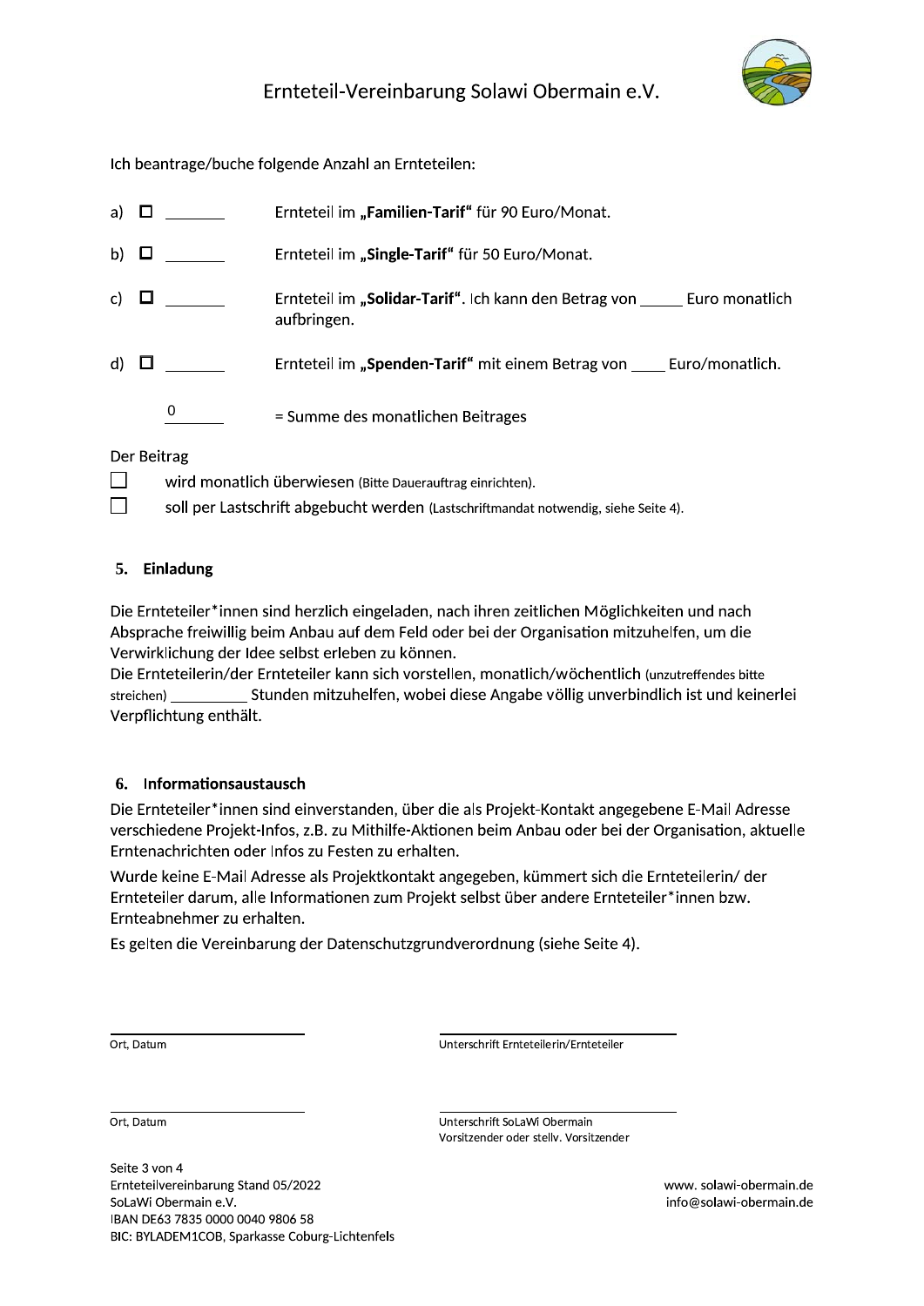# Ernteteil-Vereinbarung Solawi Obermain e.V.

Ich beantrage/buche folgende Anzahl an Ernteteilen:

a) ☐ ________ Ernteteil im **„Familien-Tarif“** für 90 Euro/Monat.

b) ☐ ________ Ernteteil im **„Single-Tarif“** für 50 Euro/Monat.

c) ☐ ________ Ernteteil im **„Solidar-Tarif“**. Ich kann den Betrag von _____ Euro monatlich aufbringen.

d) ☐ ________ Ernteteil im **„Spenden-Tarif“** mit einem Betrag von ____ Euro/monatlich.

0 ________ = Summe des monatlichen Beitrages

Der Beitrag

☐ wird monatlich überwiesen (Bitte Dauerauftrag einrichten).

☐ soll per Lastschrift abgebucht werden (Lastschriftmandat notwendig, siehe Seite 4).

## 5. Einladung

Die Ernteteiler*innen sind herzlich eingeladen, nach ihren zeitlichen Möglichkeiten und nach Absprache freiwillig beim Anbau auf dem Feld oder bei der Organisation mitzuhelfen, um die Verwirklichung der Idee selbst erleben zu können.

Die Ernteteilerin/der Ernteteiler kann sich vorstellen, monatlich/wöchentlich (unzutreffendes bitte streichen) __________ Stunden mitzuhelfen, wobei diese Angabe völlig unverbindlich ist und keinerlei Verpflichtung enthält.

## 6. Informationsaustausch

Die Ernteteiler*innen sind einverstanden, über die als Projekt-Kontakt angegebene E-Mail Adresse verschiedene Projekt-Infos, z.B. zu Mithilfe-Aktionen beim Anbau oder bei der Organisation, aktuelle Erntenachrichten oder Infos zu Festen zu erhalten.

Wurde keine E-Mail Adresse als Projektkontakt angegeben, kümmert sich die Ernteteilerin/ der Ernteteiler darum, alle Informationen zum Projekt selbst über andere Ernteteiler*innen bzw. Ernteabnehmer zu erhalten.

Es gelten die Vereinbarung der Datenschutzgrundverordnung (siehe Seite 4).

________________________ ________________________

Ort, Datum Unterschrift Ernteteilerin/Ernteteiler

________________________ ________________________

Ort, Datum Unterschrift SoLaWi Obermain
Vorsitzender oder stellv. Vorsitzender

Ernteteilvereinbarung Stand 05/2022
SoLaWi Obermain e.V.
IBAN DE63 7835 0000 0040 9806 58
BIC: BYLADEM1COB, Sparkasse Coburg-Lichtenfels

www. solawi-obermain.de
info@solawi-obermain.de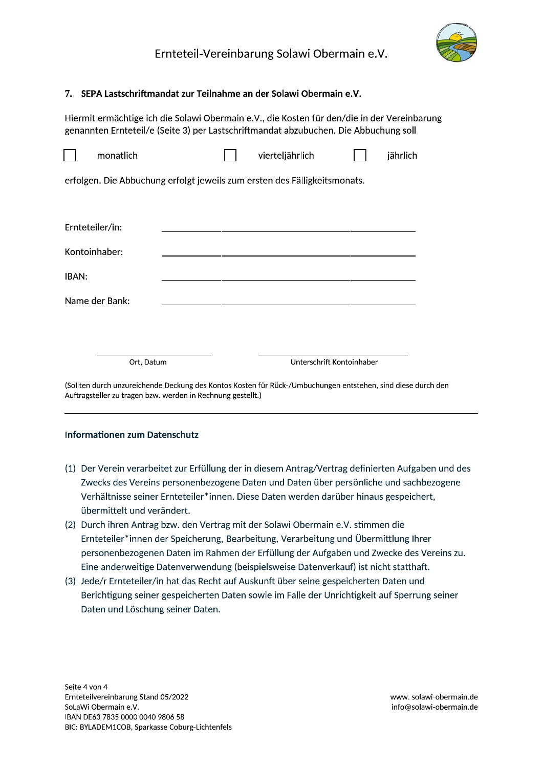## 7. SEPA Lastschriftmandat zur Teilnahme an der Solawi Obermain e.V.

Hiermit ermächtige ich die Solawi Obermain e.V., die Kosten für den/die in der Vereinbarung genannten Ernteteil/e (Seite 3) per Lastschriftmandat abzubuchen. Die Abbuchung soll

☐ monatlich ☐ vierteljährlich ☐ jährlich

erfolgen. Die Abbuchung erfolgt jeweils zum ersten des Fälligkeitsmonats.

Ernteteiler/in: ______________________________

Kontoinhaber: ______________________________

IBAN: ______________________________

Name der Bank: ______________________________

______________________ ______________________
Ort, Datum Unterschrift Kontoinhaber

(Sollten durch unzureichende Deckung des Kontos Kosten für Rück-/Umbuchungen entstehen, sind diese durch den Auftragsteller zu tragen bzw. werden in Rechnung gestellt.)

---

### Informationen zum Datenschutz

(1) Der Verein verarbeitet zur Erfüllung der in diesem Antrag/Vertrag definierten Aufgaben und des Zwecks des Vereins personenbezogene Daten und Daten über persönliche und sachbezogene Verhältnisse seiner Ernteteiler*innen. Diese Daten werden darüber hinaus gespeichert, übermittelt und verändert.

(2) Durch ihren Antrag bzw. den Vertrag mit der Solawi Obermain e.V. stimmen die Ernteteiler*innen der Speicherung, Bearbeitung, Verarbeitung und Übermittlung Ihrer personenbezogenen Daten im Rahmen der Erfüllung der Aufgaben und Zwecke des Vereins zu. Eine anderweitige Datenverwendung (beispielsweise Datenverkauf) ist nicht statthaft.

(3) Jede/r Ernteteiler/in hat das Recht auf Auskunft über seine gespeicherten Daten und Berichtigung seiner gespeicherten Daten sowie im Falle der Unrichtigkeit auf Sperrung seiner Daten und Löschung seiner Daten.